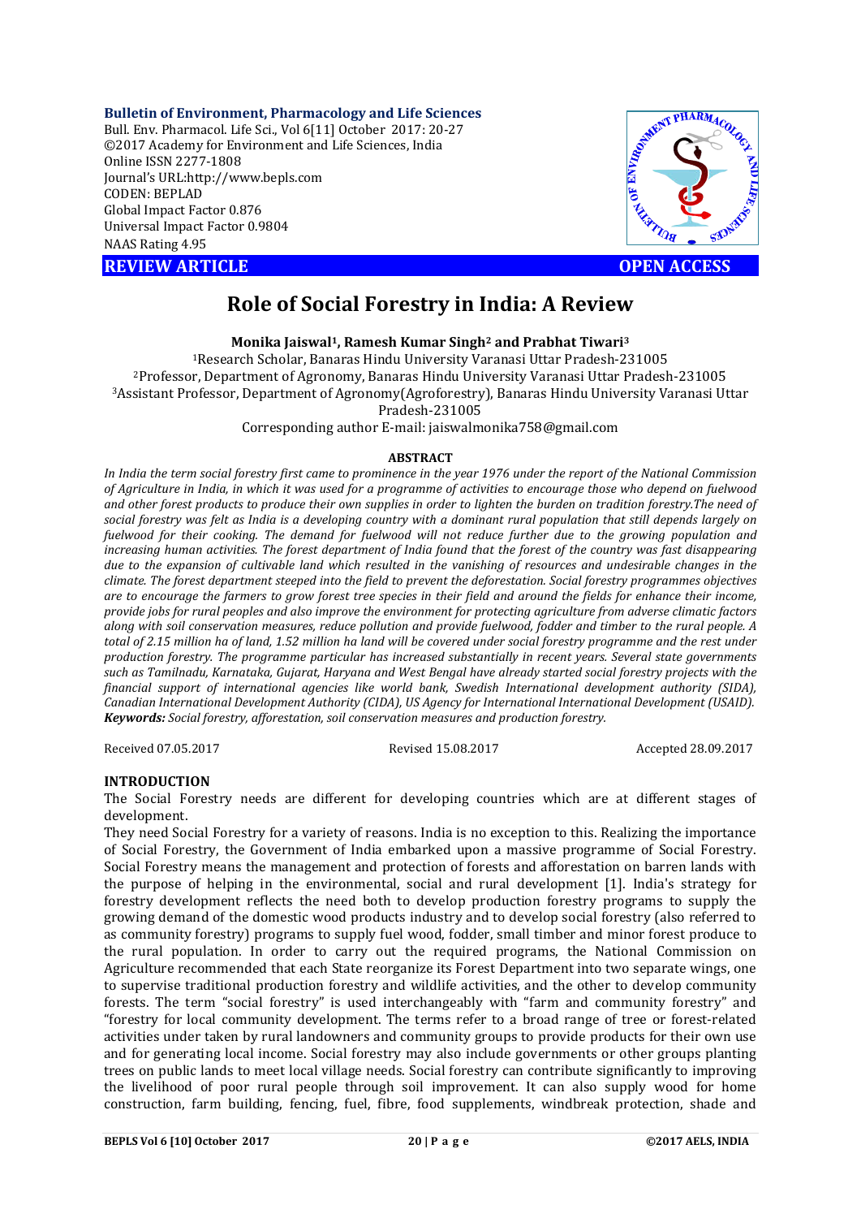**Bulletin of Environment, Pharmacology and Life Sciences**
Bull. Env. Pharmacol. Life Sci., Vol 6[11] October 2017: 20-27
©2017 Academy for Environment and Life Sciences, India
Online ISSN 2277-1808
Journal's URL:http://www.bepls.com
CODEN: BEPLAD
Global Impact Factor 0.876
Universal Impact Factor 0.9804
NAAS Rating 4.95

**REVIEW ARTICLE** **OPEN ACCESS**

# Role of Social Forestry in India: A Review

**Monika Jaiswal[1], Ramesh Kumar Singh[2] and Prabhat Tiwari[3]**

[1]Research Scholar, Banaras Hindu University Varanasi Uttar Pradesh-231005
[2]Professor, Department of Agronomy, Banaras Hindu University Varanasi Uttar Pradesh-231005
[3]Assistant Professor, Department of Agronomy(Agroforestry), Banaras Hindu University Varanasi Uttar Pradesh-231005
Corresponding author E-mail: jaiswalmonika758@gmail.com

## ABSTRACT

*In India the term social forestry first came to prominence in the year 1976 under the report of the National Commission of Agriculture in India, in which it was used for a programme of activities to encourage those who depend on fuelwood and other forest products to produce their own supplies in order to lighten the burden on tradition forestry.The need of social forestry was felt as India is a developing country with a dominant rural population that still depends largely on fuelwood for their cooking. The demand for fuelwood will not reduce further due to the growing population and increasing human activities. The forest department of India found that the forest of the country was fast disappearing due to the expansion of cultivable land which resulted in the vanishing of resources and undesirable changes in the climate. The forest department steeped into the field to prevent the deforestation. Social forestry programmes objectives are to encourage the farmers to grow forest tree species in their field and around the fields for enhance their income, provide jobs for rural peoples and also improve the environment for protecting agriculture from adverse climatic factors along with soil conservation measures, reduce pollution and provide fuelwood, fodder and timber to the rural people. A total of 2.15 million ha of land, 1.52 million ha land will be covered under social forestry programme and the rest under production forestry. The programme particular has increased substantially in recent years. Several state governments such as Tamilnadu, Karnataka, Gujarat, Haryana and West Bengal have already started social forestry projects with the financial support of international agencies like world bank, Swedish International development authority (SIDA), Canadian International Development Authority (CIDA), US Agency for International International Development (USAID).*

***Keywords:*** *Social forestry, afforestation, soil conservation measures and production forestry.*

Received 07.05.2017 Revised 15.08.2017 Accepted 28.09.2017

## INTRODUCTION

The Social Forestry needs are different for developing countries which are at different stages of development.

They need Social Forestry for a variety of reasons. India is no exception to this. Realizing the importance of Social Forestry, the Government of India embarked upon a massive programme of Social Forestry. Social Forestry means the management and protection of forests and afforestation on barren lands with the purpose of helping in the environmental, social and rural development [1]. India's strategy for forestry development reflects the need both to develop production forestry programs to supply the growing demand of the domestic wood products industry and to develop social forestry (also referred to as community forestry) programs to supply fuel wood, fodder, small timber and minor forest produce to the rural population. In order to carry out the required programs, the National Commission on Agriculture recommended that each State reorganize its Forest Department into two separate wings, one to supervise traditional production forestry and wildlife activities, and the other to develop community forests. The term "social forestry" is used interchangeably with "farm and community forestry" and "forestry for local community development. The terms refer to a broad range of tree or forest-related activities under taken by rural landowners and community groups to provide products for their own use and for generating local income. Social forestry may also include governments or other groups planting trees on public lands to meet local village needs. Social forestry can contribute significantly to improving the livelihood of poor rural people through soil improvement. It can also supply wood for home construction, farm building, fencing, fuel, fibre, food supplements, windbreak protection, shade and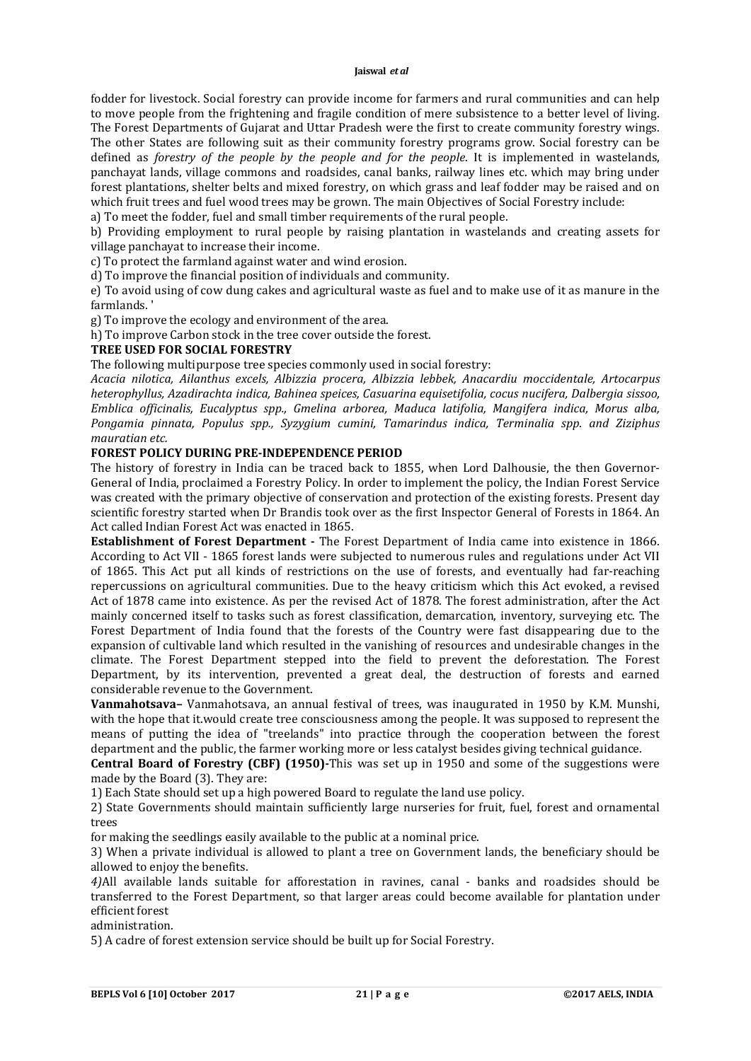fodder for livestock. Social forestry can provide income for farmers and rural communities and can help to move people from the frightening and fragile condition of mere subsistence to a better level of living. The Forest Departments of Gujarat and Uttar Pradesh were the first to create community forestry wings. The other States are following suit as their community forestry programs grow. Social forestry can be defined as *forestry of the people by the people and for the people*. It is implemented in wastelands, panchayat lands, village commons and roadsides, canal banks, railway lines etc. which may bring under forest plantations, shelter belts and mixed forestry, on which grass and leaf fodder may be raised and on which fruit trees and fuel wood trees may be grown. The main Objectives of Social Forestry include:

a) To meet the fodder, fuel and small timber requirements of the rural people.

b) Providing employment to rural people by raising plantation in wastelands and creating assets for village panchayat to increase their income.

c) To protect the farmland against water and wind erosion.

d) To improve the financial position of individuals and community.

e) To avoid using of cow dung cakes and agricultural waste as fuel and to make use of it as manure in the farmlands. '

g) To improve the ecology and environment of the area.

h) To improve Carbon stock in the tree cover outside the forest.

**TREE USED FOR SOCIAL FORESTRY**

The following multipurpose tree species commonly used in social forestry:

*Acacia nilotica, Ailanthus excels, Albizzia procera, Albizzia lebbek, Anacardiu moccidentale, Artocarpus heterophyllus, Azadirachta indica, Bahinea speices, Casuarina equisetifolia, cocus nucifera, Dalbergia sissoo, Emblica officinalis, Eucalyptus spp., Gmelina arborea, Maduca latifolia, Mangifera indica, Morus alba, Pongamia pinnata, Populus spp., Syzygium cumini, Tamarindus indica, Terminalia spp. and Ziziphus mauratian etc.*

**FOREST POLICY DURING PRE-INDEPENDENCE PERIOD**

The history of forestry in India can be traced back to 1855, when Lord Dalhousie, the then Governor-General of India, proclaimed a Forestry Policy. In order to implement the policy, the Indian Forest Service was created with the primary objective of conservation and protection of the existing forests. Present day scientific forestry started when Dr Brandis took over as the first Inspector General of Forests in 1864. An Act called Indian Forest Act was enacted in 1865.

**Establishment of Forest Department -** The Forest Department of India came into existence in 1866. According to Act VII - 1865 forest lands were subjected to numerous rules and regulations under Act VII of 1865. This Act put all kinds of restrictions on the use of forests, and eventually had far-reaching repercussions on agricultural communities. Due to the heavy criticism which this Act evoked, a revised Act of 1878 came into existence. As per the revised Act of 1878. The forest administration, after the Act mainly concerned itself to tasks such as forest classification, demarcation, inventory, surveying etc. The Forest Department of India found that the forests of the Country were fast disappearing due to the expansion of cultivable land which resulted in the vanishing of resources and undesirable changes in the climate. The Forest Department stepped into the field to prevent the deforestation. The Forest Department, by its intervention, prevented a great deal, the destruction of forests and earned considerable revenue to the Government.

**Vanmahotsava–** Vanmahotsava, an annual festival of trees, was inaugurated in 1950 by K.M. Munshi, with the hope that it.would create tree consciousness among the people. It was supposed to represent the means of putting the idea of "treelands" into practice through the cooperation between the forest department and the public, the farmer working more or less catalyst besides giving technical guidance.

**Central Board of Forestry (CBF) (1950)-**This was set up in 1950 and some of the suggestions were made by the Board (3). They are:

1) Each State should set up a high powered Board to regulate the land use policy.

2) State Governments should maintain sufficiently large nurseries for fruit, fuel, forest and ornamental trees for making the seedlings easily available to the public at a nominal price.

3) When a private individual is allowed to plant a tree on Government lands, the beneficiary should be allowed to enjoy the benefits.

4) All available lands suitable for afforestation in ravines, canal - banks and roadsides should be transferred to the Forest Department, so that larger areas could become available for plantation under efficient forest administration.

5) A cadre of forest extension service should be built up for Social Forestry.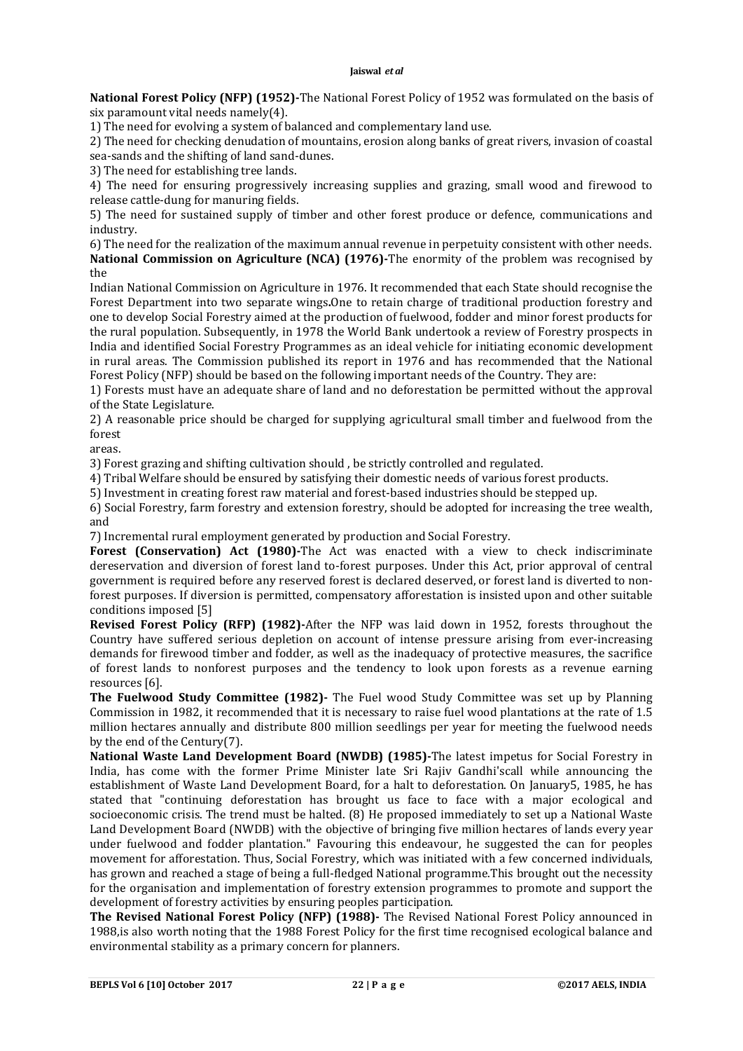**National Forest Policy (NFP) (1952)-**The National Forest Policy of 1952 was formulated on the basis of six paramount vital needs namely(4).

1) The need for evolving a system of balanced and complementary land use.

2) The need for checking denudation of mountains, erosion along banks of great rivers, invasion of coastal sea-sands and the shifting of land sand-dunes.

3) The need for establishing tree lands.

4) The need for ensuring progressively increasing supplies and grazing, small wood and firewood to release cattle-dung for manuring fields.

5) The need for sustained supply of timber and other forest produce or defence, communications and industry.

6) The need for the realization of the maximum annual revenue in perpetuity consistent with other needs.

**National Commission on Agriculture (NCA) (1976)-**The enormity of the problem was recognised by the

Indian National Commission on Agriculture in 1976. It recommended that each State should recognise the Forest Department into two separate wings**.**One to retain charge of traditional production forestry and one to develop Social Forestry aimed at the production of fuelwood, fodder and minor forest products for the rural population. Subsequently, in 1978 the World Bank undertook a review of Forestry prospects in India and identified Social Forestry Programmes as an ideal vehicle for initiating economic development in rural areas. The Commission published its report in 1976 and has recommended that the National Forest Policy (NFP) should be based on the following important needs of the Country. They are:

1) Forests must have an adequate share of land and no deforestation be permitted without the approval of the State Legislature.

2) A reasonable price should be charged for supplying agricultural small timber and fuelwood from the forest

areas.

3) Forest grazing and shifting cultivation should , be strictly controlled and regulated.

4) Tribal Welfare should be ensured by satisfying their domestic needs of various forest products.

5) Investment in creating forest raw material and forest-based industries should be stepped up.

6) Social Forestry, farm forestry and extension forestry, should be adopted for increasing the tree wealth, and

7) Incremental rural employment generated by production and Social Forestry.

**Forest (Conservation) Act (1980)-**The Act was enacted with a view to check indiscriminate dereservation and diversion of forest land to-forest purposes. Under this Act, prior approval of central government is required before any reserved forest is declared deserved, or forest land is diverted to non-forest purposes. If diversion is permitted, compensatory afforestation is insisted upon and other suitable conditions imposed [5]

**Revised Forest Policy (RFP) (1982)-**After the NFP was laid down in 1952, forests throughout the Country have suffered serious depletion on account of intense pressure arising from ever-increasing demands for firewood timber and fodder, as well as the inadequacy of protective measures, the sacrifice of forest lands to nonforest purposes and the tendency to look upon forests as a revenue earning resources [6].

**The Fuelwood Study Committee (1982)-** The Fuel wood Study Committee was set up by Planning Commission in 1982, it recommended that it is necessary to raise fuel wood plantations at the rate of 1.5 million hectares annually and distribute 800 million seedlings per year for meeting the fuelwood needs by the end of the Century(7).

**National Waste Land Development Board (NWDB) (1985)-**The latest impetus for Social Forestry in India, has come with the former Prime Minister late Sri Rajiv Gandhi'scall while announcing the establishment of Waste Land Development Board, for a halt to deforestation. On January5, 1985, he has stated that "continuing deforestation has brought us face to face with a major ecological and socioeconomic crisis. The trend must be halted. (8) He proposed immediately to set up a National Waste Land Development Board (NWDB) with the objective of bringing five million hectares of lands every year under fuelwood and fodder plantation." Favouring this endeavour, he suggested the can for peoples movement for afforestation. Thus, Social Forestry, which was initiated with a few concerned individuals, has grown and reached a stage of being a full-fledged National programme.This brought out the necessity for the organisation and implementation of forestry extension programmes to promote and support the development of forestry activities by ensuring peoples participation.

**The Revised National Forest Policy (NFP) (1988)-** The Revised National Forest Policy announced in 1988,is also worth noting that the 1988 Forest Policy for the first time recognised ecological balance and environmental stability as a primary concern for planners.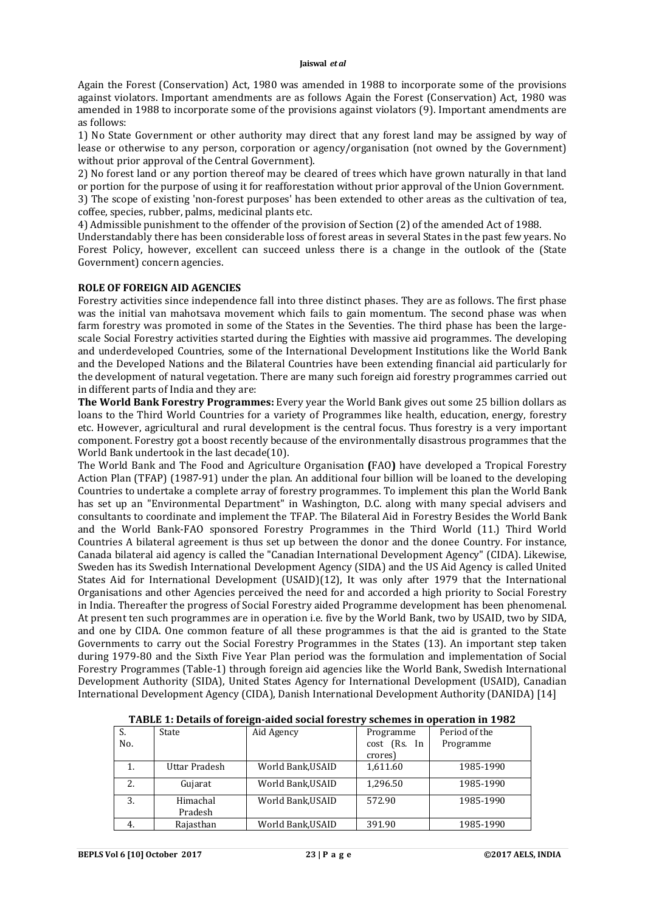Again the Forest (Conservation) Act, 1980 was amended in 1988 to incorporate some of the provisions against violators. Important amendments are as follows Again the Forest (Conservation) Act, 1980 was amended in 1988 to incorporate some of the provisions against violators (9). Important amendments are as follows:

1) No State Government or other authority may direct that any forest land may be assigned by way of lease or otherwise to any person, corporation or agency/organisation (not owned by the Government) without prior approval of the Central Government).

2) No forest land or any portion thereof may be cleared of trees which have grown naturally in that land or portion for the purpose of using it for reafforestation without prior approval of the Union Government.

3) The scope of existing 'non-forest purposes' has been extended to other areas as the cultivation of tea, coffee, species, rubber, palms, medicinal plants etc.

4) Admissible punishment to the offender of the provision of Section (2) of the amended Act of 1988.

Understandably there has been considerable loss of forest areas in several States in the past few years. No Forest Policy, however, excellent can succeed unless there is a change in the outlook of the (State Government) concern agencies.

## ROLE OF FOREIGN AID AGENCIES

Forestry activities since independence fall into three distinct phases. They are as follows. The first phase was the initial van mahotsava movement which fails to gain momentum. The second phase was when farm forestry was promoted in some of the States in the Seventies. The third phase has been the large-scale Social Forestry activities started during the Eighties with massive aid programmes. The developing and underdeveloped Countries, some of the International Development Institutions like the World Bank and the Developed Nations and the Bilateral Countries have been extending financial aid particularly for the development of natural vegetation. There are many such foreign aid forestry programmes carried out in different parts of India and they are:

**The World Bank Forestry Programmes:** Every year the World Bank gives out some 25 billion dollars as loans to the Third World Countries for a variety of Programmes like health, education, energy, forestry etc. However, agricultural and rural development is the central focus. Thus forestry is a very important component. Forestry got a boost recently because of the environmentally disastrous programmes that the World Bank undertook in the last decade(10).

The World Bank and The Food and Agriculture Organisation **(**FAO**)** have developed a Tropical Forestry Action Plan (TFAP) (1987-91) under the plan. An additional four billion will be loaned to the developing Countries to undertake a complete array of forestry programmes. To implement this plan the World Bank has set up an "Environmental Department" in Washington, D.C. along with many special advisers and consultants to coordinate and implement the TFAP. The Bilateral Aid in Forestry Besides the World Bank and the World Bank-FAO sponsored Forestry Programmes in the Third World (11.) Third World Countries A bilateral agreement is thus set up between the donor and the donee Country. For instance, Canada bilateral aid agency is called the "Canadian International Development Agency" (CIDA). Likewise, Sweden has its Swedish International Development Agency (SIDA) and the US Aid Agency is called United States Aid for International Development (USAID)(12), It was only after 1979 that the International Organisations and other Agencies perceived the need for and accorded a high priority to Social Forestry in India. Thereafter the progress of Social Forestry aided Programme development has been phenomenal. At present ten such programmes are in operation i.e. five by the World Bank, two by USAID, two by SIDA, and one by CIDA. One common feature of all these programmes is that the aid is granted to the State Governments to carry out the Social Forestry Programmes in the States (13). An important step taken during 1979-80 and the Sixth Five Year Plan period was the formulation and implementation of Social Forestry Programmes (Table-1) through foreign aid agencies like the World Bank, Swedish International Development Authority (SIDA), United States Agency for International Development (USAID), Canadian International Development Agency (CIDA), Danish International Development Authority (DANIDA) [14]

**TABLE 1: Details of foreign-aided social forestry schemes in operation in 1982**

| S. No. | State | Aid Agency | Programme cost (Rs. In crores) | Period of the Programme |
|---|---|---|---|---|
| 1. | Uttar Pradesh | World Bank,USAID | 1,611.60 | 1985-1990 |
| 2. | Gujarat | World Bank,USAID | 1,296.50 | 1985-1990 |
| 3. | Himachal Pradesh | World Bank,USAID | 572.90 | 1985-1990 |
| 4. | Rajasthan | World Bank,USAID | 391.90 | 1985-1990 |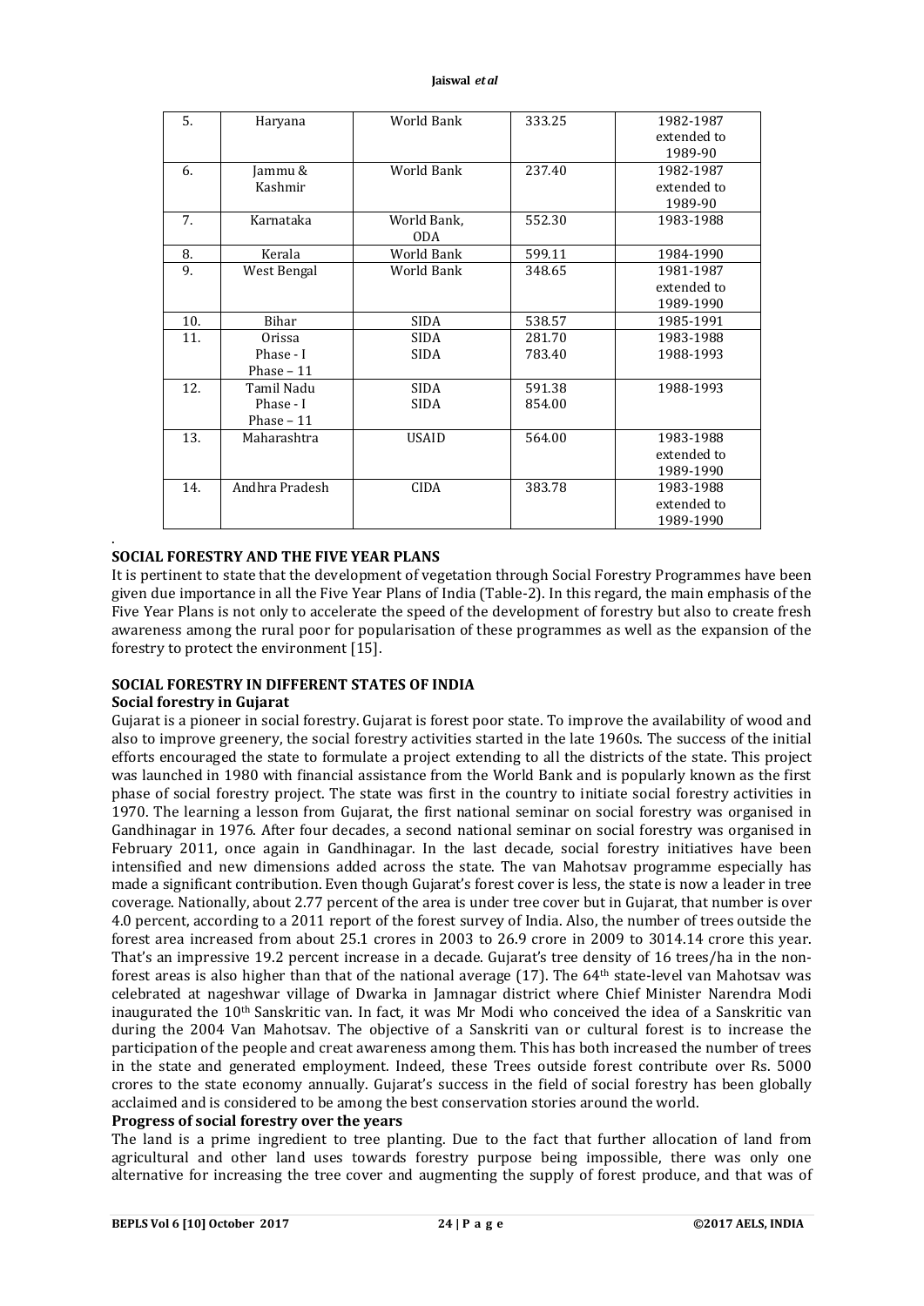| 5. | Haryana | World Bank | 333.25 | 1982-1987 extended to 1989-90 |
|---|---|---|---|---|
| 6. | Jammu & Kashmir | World Bank | 237.40 | 1982-1987 extended to 1989-90 |
| 7. | Karnataka | World Bank, ODA | 552.30 | 1983-1988 |
| 8. | Kerala | World Bank | 599.11 | 1984-1990 |
| 9. | West Bengal | World Bank | 348.65 | 1981-1987 extended to 1989-1990 |
| 10. | Bihar | SIDA | 538.57 | 1985-1991 |
| 11. | Orissa Phase - I Phase – 11 | SIDA SIDA | 281.70 783.40 | 1983-1988 1988-1993 |
| 12. | Tamil Nadu Phase - I Phase – 11 | SIDA SIDA | 591.38 854.00 | 1988-1993 |
| 13. | Maharashtra | USAID | 564.00 | 1983-1988 extended to 1989-1990 |
| 14. | Andhra Pradesh | CIDA | 383.78 | 1983-1988 extended to 1989-1990 |

## SOCIAL FORESTRY AND THE FIVE YEAR PLANS

It is pertinent to state that the development of vegetation through Social Forestry Programmes have been given due importance in all the Five Year Plans of India (Table-2). In this regard, the main emphasis of the Five Year Plans is not only to accelerate the speed of the development of forestry but also to create fresh awareness among the rural poor for popularisation of these programmes as well as the expansion of the forestry to protect the environment [15].

## SOCIAL FORESTRY IN DIFFERENT STATES OF INDIA

### Social forestry in Gujarat

Gujarat is a pioneer in social forestry. Gujarat is forest poor state. To improve the availability of wood and also to improve greenery, the social forestry activities started in the late 1960s. The success of the initial efforts encouraged the state to formulate a project extending to all the districts of the state. This project was launched in 1980 with financial assistance from the World Bank and is popularly known as the first phase of social forestry project. The state was first in the country to initiate social forestry activities in 1970. The learning a lesson from Gujarat, the first national seminar on social forestry was organised in Gandhinagar in 1976. After four decades, a second national seminar on social forestry was organised in February 2011, once again in Gandhinagar. In the last decade, social forestry initiatives have been intensified and new dimensions added across the state. The van Mahotsav programme especially has made a significant contribution. Even though Gujarat's forest cover is less, the state is now a leader in tree coverage. Nationally, about 2.77 percent of the area is under tree cover but in Gujarat, that number is over 4.0 percent, according to a 2011 report of the forest survey of India. Also, the number of trees outside the forest area increased from about 25.1 crores in 2003 to 26.9 crore in 2009 to 3014.14 crore this year. That's an impressive 19.2 percent increase in a decade. Gujarat's tree density of 16 trees/ha in the non-forest areas is also higher than that of the national average (17). The 64th state-level van Mahotsav was celebrated at nageshwar village of Dwarka in Jamnagar district where Chief Minister Narendra Modi inaugurated the 10th Sanskritic van. In fact, it was Mr Modi who conceived the idea of a Sanskritic van during the 2004 Van Mahotsav. The objective of a Sanskriti van or cultural forest is to increase the participation of the people and creat awareness among them. This has both increased the number of trees in the state and generated employment. Indeed, these Trees outside forest contribute over Rs. 5000 crores to the state economy annually. Gujarat's success in the field of social forestry has been globally acclaimed and is considered to be among the best conservation stories around the world.

### Progress of social forestry over the years

The land is a prime ingredient to tree planting. Due to the fact that further allocation of land from agricultural and other land uses towards forestry purpose being impossible, there was only one alternative for increasing the tree cover and augmenting the supply of forest produce, and that was of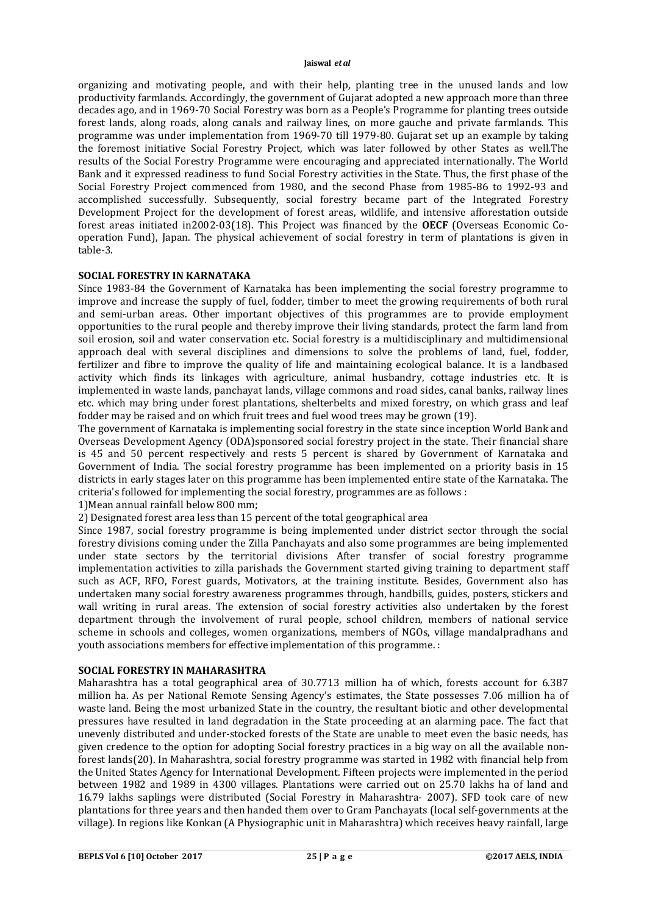organizing and motivating people, and with their help, planting tree in the unused lands and low productivity farmlands. Accordingly, the government of Gujarat adopted a new approach more than three decades ago, and in 1969-70 Social Forestry was born as a People's Programme for planting trees outside forest lands, along roads, along canals and railway lines, on more gauche and private farmlands. This programme was under implementation from 1969-70 till 1979-80. Gujarat set up an example by taking the foremost initiative Social Forestry Project, which was later followed by other States as well.The results of the Social Forestry Programme were encouraging and appreciated internationally. The World Bank and it expressed readiness to fund Social Forestry activities in the State. Thus, the first phase of the Social Forestry Project commenced from 1980, and the second Phase from 1985-86 to 1992-93 and accomplished successfully. Subsequently, social forestry became part of the Integrated Forestry Development Project for the development of forest areas, wildlife, and intensive afforestation outside forest areas initiated in2002-03(18). This Project was financed by the **OECF** (Overseas Economic Co-operation Fund), Japan. The physical achievement of social forestry in term of plantations is given in table-3.

## SOCIAL FORESTRY IN KARNATAKA

Since 1983-84 the Government of Karnataka has been implementing the social forestry programme to improve and increase the supply of fuel, fodder, timber to meet the growing requirements of both rural and semi-urban areas. Other important objectives of this programmes are to provide employment opportunities to the rural people and thereby improve their living standards, protect the farm land from soil erosion, soil and water conservation etc. Social forestry is a multidisciplinary and multidimensional approach deal with several disciplines and dimensions to solve the problems of land, fuel, fodder, fertilizer and fibre to improve the quality of life and maintaining ecological balance. It is a landbased activity which finds its linkages with agriculture, animal husbandry, cottage industries etc. It is implemented in waste lands, panchayat lands, village commons and road sides, canal banks, railway lines etc. which may bring under forest plantations, shelterbelts and mixed forestry, on which grass and leaf fodder may be raised and on which fruit trees and fuel wood trees may be grown (19).

The government of Karnataka is implementing social forestry in the state since inception World Bank and Overseas Development Agency (ODA)sponsored social forestry project in the state. Their financial share is 45 and 50 percent respectively and rests 5 percent is shared by Government of Karnataka and Government of India. The social forestry programme has been implemented on a priority basis in 15 districts in early stages later on this programme has been implemented entire state of the Karnataka. The criteria's followed for implementing the social forestry, programmes are as follows :

1)Mean annual rainfall below 800 mm;

2) Designated forest area less than 15 percent of the total geographical area

Since 1987, social forestry programme is being implemented under district sector through the social forestry divisions coming under the Zilla Panchayats and also some programmes are being implemented under state sectors by the territorial divisions After transfer of social forestry programme implementation activities to zilla parishads the Government started giving training to department staff such as ACF, RFO, Forest guards, Motivators, at the training institute. Besides, Government also has undertaken many social forestry awareness programmes through, handbills, guides, posters, stickers and wall writing in rural areas. The extension of social forestry activities also undertaken by the forest department through the involvement of rural people, school children, members of national service scheme in schools and colleges, women organizations, members of NGOs, village mandalpradhans and youth associations members for effective implementation of this programme. :

## SOCIAL FORESTRY IN MAHARASHTRA

Maharashtra has a total geographical area of 30.7713 million ha of which, forests account for 6.387 million ha. As per National Remote Sensing Agency's estimates, the State possesses 7.06 million ha of waste land. Being the most urbanized State in the country, the resultant biotic and other developmental pressures have resulted in land degradation in the State proceeding at an alarming pace. The fact that unevenly distributed and under-stocked forests of the State are unable to meet even the basic needs, has given credence to the option for adopting Social forestry practices in a big way on all the available non-forest lands(20). In Maharashtra, social forestry programme was started in 1982 with financial help from the United States Agency for International Development. Fifteen projects were implemented in the period between 1982 and 1989 in 4300 villages. Plantations were carried out on 25.70 lakhs ha of land and 16.79 lakhs saplings were distributed (Social Forestry in Maharashtra- 2007). SFD took care of new plantations for three years and then handed them over to Gram Panchayats (local self-governments at the village). In regions like Konkan (A Physiographic unit in Maharashtra) which receives heavy rainfall, large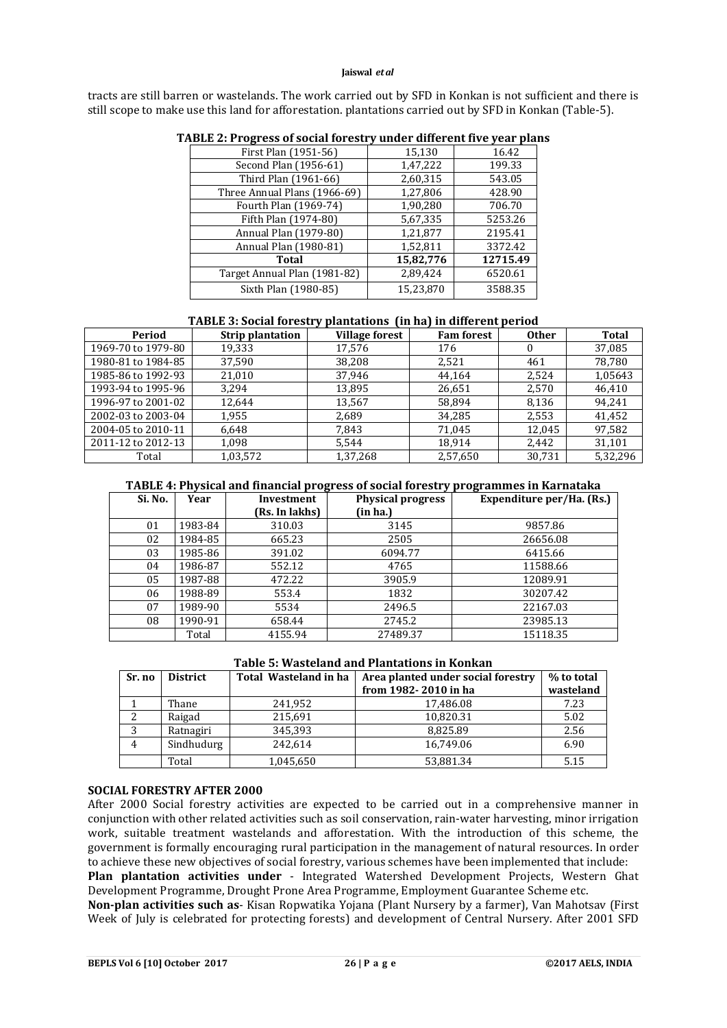tracts are still barren or wastelands. The work carried out by SFD in Konkan is not sufficient and there is still scope to make use this land for afforestation. plantations carried out by SFD in Konkan (Table-5).

**TABLE 2: Progress of social forestry under different five year plans**

| | | |
|---|---|---|
| First Plan (1951-56) | 15,130 | 16.42 |
| Second Plan (1956-61) | 1,47,222 | 199.33 |
| Third Plan (1961-66) | 2,60,315 | 543.05 |
| Three Annual Plans (1966-69) | 1,27,806 | 428.90 |
| Fourth Plan (1969-74) | 1,90,280 | 706.70 |
| Fifth Plan (1974-80) | 5,67,335 | 5253.26 |
| Annual Plan (1979-80) | 1,21,877 | 2195.41 |
| Annual Plan (1980-81) | 1,52,811 | 3372.42 |
| **Total** | **15,82,776** | **12715.49** |
| Target Annual Plan (1981-82) | 2,89,424 | 6520.61 |
| Sixth Plan (1980-85) | 15,23,870 | 3588.35 |

**TABLE 3: Social forestry plantations (in ha) in different period**

| Period | Strip plantation | Village forest | Fam forest | Other | Total |
|---|---|---|---|---|---|
| 1969-70 to 1979-80 | 19,333 | 17,576 | 176 | 0 | 37,085 |
| 1980-81 to 1984-85 | 37,590 | 38,208 | 2,521 | 461 | 78,780 |
| 1985-86 to 1992-93 | 21,010 | 37,946 | 44,164 | 2,524 | 1,05643 |
| 1993-94 to 1995-96 | 3,294 | 13,895 | 26,651 | 2,570 | 46,410 |
| 1996-97 to 2001-02 | 12,644 | 13,567 | 58,894 | 8,136 | 94,241 |
| 2002-03 to 2003-04 | 1,955 | 2,689 | 34,285 | 2,553 | 41,452 |
| 2004-05 to 2010-11 | 6,648 | 7,843 | 71,045 | 12,045 | 97,582 |
| 2011-12 to 2012-13 | 1,098 | 5,544 | 18,914 | 2,442 | 31,101 |
| Total | 1,03,572 | 1,37,268 | 2,57,650 | 30,731 | 5,32,296 |

**TABLE 4: Physical and financial progress of social forestry programmes in Karnataka**

| Si. No. | Year | Investment (Rs. In lakhs) | Physical progress (in ha.) | Expenditure per/Ha. (Rs.) |
|---|---|---|---|---|
| 01 | 1983-84 | 310.03 | 3145 | 9857.86 |
| 02 | 1984-85 | 665.23 | 2505 | 26656.08 |
| 03 | 1985-86 | 391.02 | 6094.77 | 6415.66 |
| 04 | 1986-87 | 552.12 | 4765 | 11588.66 |
| 05 | 1987-88 | 472.22 | 3905.9 | 12089.91 |
| 06 | 1988-89 | 553.4 | 1832 | 30207.42 |
| 07 | 1989-90 | 5534 | 2496.5 | 22167.03 |
| 08 | 1990-91 | 658.44 | 2745.2 | 23985.13 |
| | Total | 4155.94 | 27489.37 | 15118.35 |

**Table 5: Wasteland and Plantations in Konkan**

| Sr. no | District | Total Wasteland in ha | Area planted under social forestry from 1982- 2010 in ha | % to total wasteland |
|---|---|---|---|---|
| 1 | Thane | 241,952 | 17,486.08 | 7.23 |
| 2 | Raigad | 215,691 | 10,820.31 | 5.02 |
| 3 | Ratnagiri | 345,393 | 8,825.89 | 2.56 |
| 4 | Sindhudurg | 242,614 | 16,749.06 | 6.90 |
| | Total | 1,045,650 | 53,881.34 | 5.15 |

**SOCIAL FORESTRY AFTER 2000**

After 2000 Social forestry activities are expected to be carried out in a comprehensive manner in conjunction with other related activities such as soil conservation, rain-water harvesting, minor irrigation work, suitable treatment wastelands and afforestation. With the introduction of this scheme, the government is formally encouraging rural participation in the management of natural resources. In order to achieve these new objectives of social forestry, various schemes have been implemented that include:

**Plan plantation activities under** - Integrated Watershed Development Projects, Western Ghat Development Programme, Drought Prone Area Programme, Employment Guarantee Scheme etc.

**Non-plan activities such as**- Kisan Ropwatika Yojana (Plant Nursery by a farmer), Van Mahotsav (First Week of July is celebrated for protecting forests) and development of Central Nursery. After 2001 SFD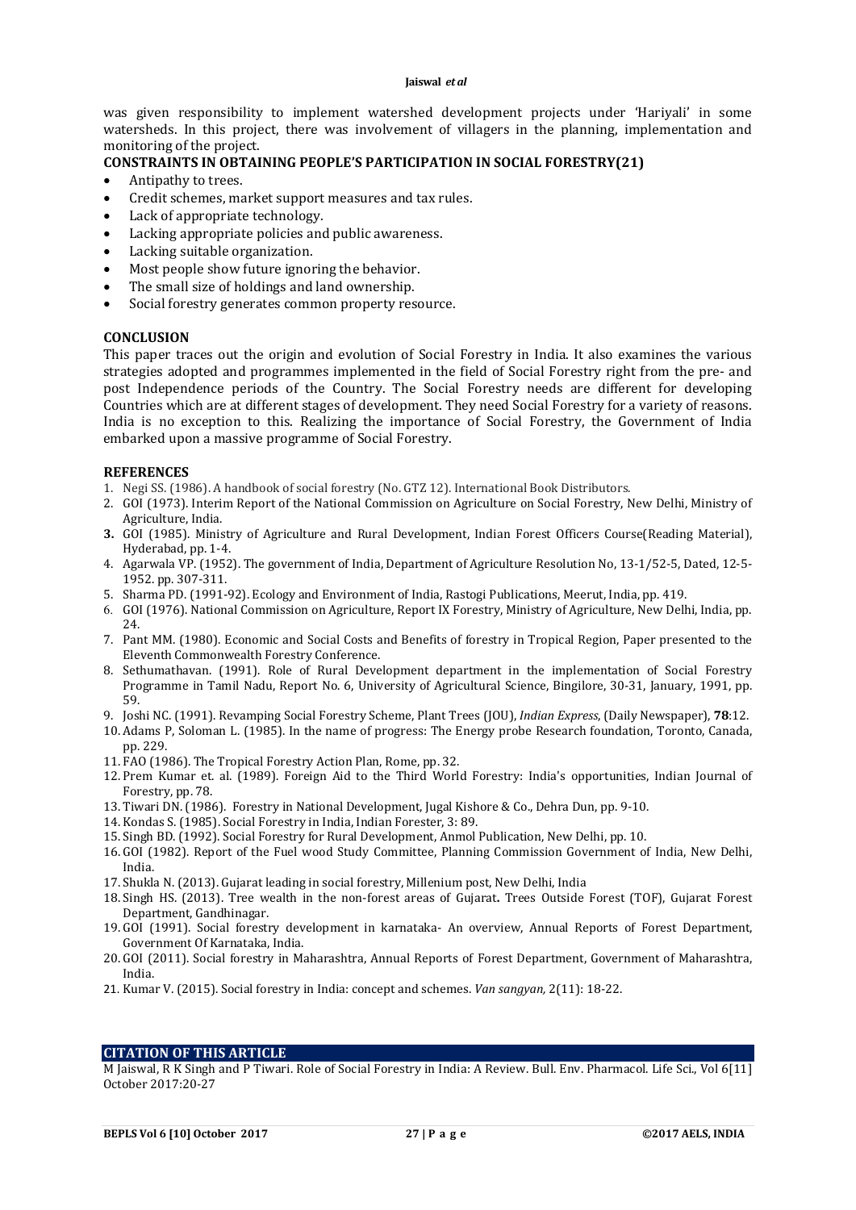was given responsibility to implement watershed development projects under 'Hariyali' in some watersheds. In this project, there was involvement of villagers in the planning, implementation and monitoring of the project.

## CONSTRAINTS IN OBTAINING PEOPLE'S PARTICIPATION IN SOCIAL FORESTRY(21)

- Antipathy to trees.
- Credit schemes, market support measures and tax rules.
- Lack of appropriate technology.
- Lacking appropriate policies and public awareness.
- Lacking suitable organization.
- Most people show future ignoring the behavior.
- The small size of holdings and land ownership.
- Social forestry generates common property resource.

## CONCLUSION

This paper traces out the origin and evolution of Social Forestry in India. It also examines the various strategies adopted and programmes implemented in the field of Social Forestry right from the pre- and post Independence periods of the Country. The Social Forestry needs are different for developing Countries which are at different stages of development. They need Social Forestry for a variety of reasons. India is no exception to this. Realizing the importance of Social Forestry, the Government of India embarked upon a massive programme of Social Forestry.

## REFERENCES

1. Negi SS. (1986). A handbook of social forestry (No. GTZ 12). International Book Distributors.
2. GOI (1973). Interim Report of the National Commission on Agriculture on Social Forestry, New Delhi, Ministry of Agriculture, India.
3. GOI (1985). Ministry of Agriculture and Rural Development, Indian Forest Officers Course(Reading Material), Hyderabad, pp. 1-4.
4. Agarwala VP. (1952). The government of India, Department of Agriculture Resolution No, 13-1/52-5, Dated, 12-5-1952. pp. 307-311.
5. Sharma PD. (1991-92). Ecology and Environment of India, Rastogi Publications, Meerut, India, pp. 419.
6. GOI (1976). National Commission on Agriculture, Report IX Forestry, Ministry of Agriculture, New Delhi, India, pp. 24.
7. Pant MM. (1980). Economic and Social Costs and Benefits of forestry in Tropical Region, Paper presented to the Eleventh Commonwealth Forestry Conference.
8. Sethumathavan. (1991). Role of Rural Development department in the implementation of Social Forestry Programme in Tamil Nadu, Report No. 6, University of Agricultural Science, Bingilore, 30-31, January, 1991, pp. 59.
9. Joshi NC. (1991). Revamping Social Forestry Scheme, Plant Trees (JOU), *Indian Express*, (Daily Newspaper), **78**:12.
10. Adams P, Soloman L. (1985). In the name of progress: The Energy probe Research foundation, Toronto, Canada, pp. 229.
11. FAO (1986). The Tropical Forestry Action Plan, Rome, pp. 32.
12. Prem Kumar et. al. (1989). Foreign Aid to the Third World Forestry: India's opportunities, Indian Journal of Forestry, pp. 78.
13. Tiwari DN. (1986). Forestry in National Development, Jugal Kishore & Co., Dehra Dun, pp. 9-10.
14. Kondas S. (1985). Social Forestry in India, Indian Forester, 3: 89.
15. Singh BD. (1992). Social Forestry for Rural Development, Anmol Publication, New Delhi, pp. 10.
16. GOI (1982). Report of the Fuel wood Study Committee, Planning Commission Government of India, New Delhi, India.
17. Shukla N. (2013). Gujarat leading in social forestry, Millenium post, New Delhi, India
18. Singh HS. (2013). Tree wealth in the non-forest areas of Gujarat**.** Trees Outside Forest (TOF), Gujarat Forest Department, Gandhinagar.
19. GOI (1991). Social forestry development in karnataka- An overview, Annual Reports of Forest Department, Government Of Karnataka, India.
20. GOI (2011). Social forestry in Maharashtra, Annual Reports of Forest Department, Government of Maharashtra, India.
21. Kumar V. (2015). Social forestry in India: concept and schemes. *Van sangyan,* 2(11): 18-22.

## CITATION OF THIS ARTICLE

M Jaiswal, R K Singh and P Tiwari. Role of Social Forestry in India: A Review. Bull. Env. Pharmacol. Life Sci., Vol 6[11] October 2017:20-27